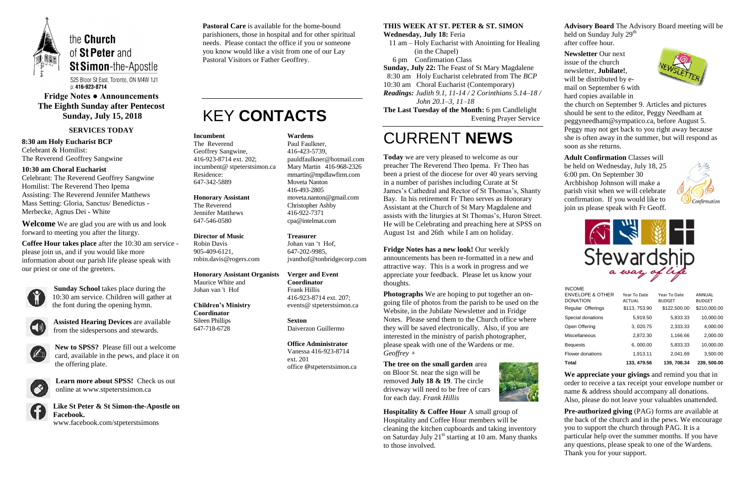# the Church of St Peter and St Simon-the-Apostle

525 Bloor St East, Toronto, ON M4W 1J1
p: 416-923-8714

**Fridge Notes ● Announcements**
**The Eighth Sunday after Pentecost**
**Sunday, July 15, 2018**

## SERVICES TODAY

**8:30 am Holy Eucharist BCP**
Celebrant & Homilist:
The Reverend Geoffrey Sangwine

**10:30 am Choral Eucharist**
Celebrant: The Reverend Geoffrey Sangwine
Homilist: The Reverend Theo Ipema
Assisting: The Reverend Jennifer Matthews
Mass Setting: Gloria, Sanctus/ Benedictus - Merbecke, Agnus Dei - White

**Welcome** We are glad you are with us and look forward to meeting you after the liturgy.

**Coffee Hour takes place** after the 10:30 am service - please join us, and if you would like more information about our parish life please speak with our priest or one of the greeters.

**Sunday School** takes place during the 10:30 am service. Children will gather at the font during the opening hymn.

**Assisted Hearing Devices** are available from the sidespersons and stewards.

**New to SPSS?** Please fill out a welcome card, available in the pews, and place it on the offering plate.

**Learn more about SPSS!** Check us out online at www.stpeterstsimon.ca

**Like St Peter & St Simon-the-Apostle on Facebook.**
www.facebook.com/stpeterstsimons

**Pastoral Care** is available for the home-bound parishioners, those in hospital and for other spiritual needs. Please contact the office if you or someone you know would like a visit from one of our Lay Pastoral Visitors or Father Geoffrey.

# KEY CONTACTS

**Incumbent**
The Reverend
Geoffrey Sangwine,
416-923-8714 ext. 202;
incumbent@ stpeterstsimon.ca
Residence:
647-342-5889

**Honorary Assistant**
The Reverend
Jennifer Matthews
647-546-0580

**Director of Music**
Robin Davis
905-409-6121,
robin.davis@rogers.com

**Honorary Assistant Organists**
Maurice White and
Johan van 't Hof

**Children's Ministry Coordinator**
Sileen Phillips
647-718-6728

**Wardens**
Paul Faulkner,
416-423-5739,
pauldfaulkner@hotmail.com
Mary Martin 416-968-2326
mmartin@mpdlawfirm.com
Moveta Nanton
416-493-2805
moveta.nanton@gmail.com
Christopher Ashby
416-922-7371
cpa@intelmat.com

**Treasurer**
Johan van 't Hof,
647-202-9985,
jvanthof@tonbridgecorp.com

**Verger and Event Coordinator**
Frank Hillis
416-923-8714 ext. 207;
events@ stpeterstsimon.ca

**Sexton**
Daiverzon Guillermo

**Office Administrator**
Vanessa 416-923-8714
ext. 201
office @stpeterstsimon.ca

## THIS WEEK AT ST. PETER & ST. SIMON

**Wednesday, July 18:** Feria
11 am – Holy Eucharist with Anointing for Healing (in the Chapel)
6 pm Confirmation Class

**Sunday, July 22:** The Feast of St Mary Magdalene
8:30 am Holy Eucharist celebrated from The *BCP*
10:30 am Choral Eucharist (Contemporary)

***Readings:*** *Judith 9.1, 11-14 / 2 Corinthians 5.14–18 / John 20.1–3, 11–18*

**The Last Tuesday of the Month:** 6 pm Candlelight Evening Prayer Service

# CURRENT NEWS

**Today** we are very pleased to welcome as our preacher The Reverend Theo Ipema. Fr Theo has been a priest of the diocese for over 40 years serving in a number of parishes including Curate at St James's Cathedral and Rector of St Thomas's, Shanty Bay. In his retirement Fr Theo serves as Honorary Assistant at the Church of St Mary Magdalene and assists with the liturgies at St Thomas's, Huron Street. He will be Celebrating and preaching here at SPSS on August 1st and 26th while I am on holiday.

**Fridge Notes has a new look!** Our weekly announcements has been re-formatted in a new and attractive way. This is a work in progress and we appreciate your feedback. Please let us know your thoughts.

**Photographs** We are hoping to put together an on-going file of photos from the parish to be used on the Website, in the Jubilate Newsletter and in Fridge Notes. Please send them to the Church office where they will be saved electronically. Also, if you are interested in the ministry of parish photographer, please speak with one of the Wardens or me. *Geoffrey +*

**The tree on the small garden** area on Bloor St. near the sign will be removed **July 18 & 19**. The circle driveway will need to be free of cars for each day. *Frank Hillis*

**Hospitality & Coffee Hour** A small group of Hospitality and Coffee Hour members will be cleaning the kitchen cupboards and taking inventory on Saturday July 21st starting at 10 am. Many thanks to those involved.

**Advisory Board** The Advisory Board meeting will be held on Sunday July 29th after coffee hour.

**Newsletter** Our next issue of the church newsletter, **Jubilate!**, will be distributed by e-mail on September 6 with hard copies available in the church on September 9. Articles and pictures should be sent to the editor, Peggy Needham at peggyneedham@sympatico.ca, before August 5. Peggy may not get back to you right away because she is often away in the summer, but will respond as soon as she returns.

**Adult Confirmation** Classes will be held on Wednesday, July 18, 25 6:00 pm. On September 30 Archbishop Johnson will make a parish visit when we will celebrate confirmation. If you would like to join us please speak with Fr Geoff.

**Stewardship** *a way of life*

| INCOME ENVELOPE & OTHER DONATION | Year To Date ACTUAL | Year To Date BUDGET | ANNUAL BUDGET |
|---|---|---|---|
| Regular Offerings | $113, 753.90 | $122,500.00 | $210,000.00 |
| Special donations | 5,919.50 | 5,833.33 | 10,000.00 |
| Open Offering | 3, 020.75 | 2,333.33 | 4,000.00 |
| Miscellaneous | 2,872.30 | 1,166.66 | 2,000.00 |
| Bequests | 6, 000.00 | 5,833.33 | 10,000.00 |
| Flower donations | 1,913.11 | 2,041.69 | 3,500.00 |
| **Total** | **133, 479.56** | **139, 708.34** | **239, 500.00** |

**We appreciate your givings** and remind you that in order to receive a tax receipt your envelope number or name & address should accompany all donations. Also, please do not leave your valuables unattended.

**Pre-authorized giving** (PAG) forms are available at the back of the church and in the pews. We encourage you to support the church through PAG. It is a particular help over the summer months. If you have any questions, please speak to one of the Wardens. Thank you for your support.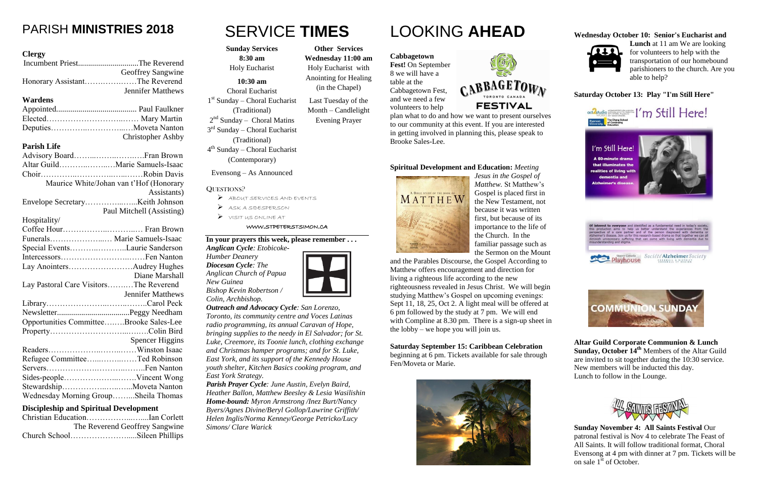# PARISH **MINISTRIES 2018**

### Clergy

Incumbent Priest............................The Reverend Geoffrey Sangwine
Honorary Assistant………………The Reverend Jennifer Matthews

### Wardens

Appointed....................................... Paul Faulkner
Elected……………………….…… Mary Martin
Deputies…………..………….…Moveta Nanton
Christopher Ashby

### Parish Life

Advisory Board……..……..…….…Fran Brown
Altar Guild……….……..…Marie Samuels-Isaac
Choir…………..…………..…..……Robin Davis
Maurice White/Johan van t'Hof (Honorary Assistants)
Envelope Secretary……………..…...Keith Johnson
Paul Mitchell (Assisting)
Hospitality/
Coffee Hour……………..……….... Fran Brown
Funerals…………………..… Marie Samuels-Isaac
Special Events……….………..Laurie Sanderson
Intercessors…………………….……Fen Nanton
Lay Anointers……………………Audrey Hughes
Diane Marshall
Lay Pastoral Care Visitors…….…The Reverend Jennifer Matthews
Library…………………..……..……..Carol Peck
Newsletter...................................Peggy Needham
Opportunities Committee…….Brooke Sales-Lee
Property………………………..……Colin Bird
Spencer Higgins
Readers……………….……..……Winston Isaac
Refugee Committee…..……..……Ted Robinson
Servers……………….…………….Fen Nanton
Sides-people………………...…….Vincent Wong
Stewardship…………….…..…..Moveta Nanton
Wednesday Morning Group……...Sheila Thomas

### Discipleship and Spiritual Development

Christian Education……………..…....Ian Corlett
The Reverend Geoffrey Sangwine
Church School……………………....Sileen Phillips

# SERVICE **TIMES**

**Sunday Services**

**8:30 am**
Holy Eucharist

**10:30 am**
Choral Eucharist
1st Sunday – Choral Eucharist (Traditional)
2nd Sunday – Choral Matins
3rd Sunday – Choral Eucharist (Traditional)
4th Sunday – Choral Eucharist (Contemporary)

Evensong – As Announced

**Other Services**

**Wednesday 11:00 am**
Holy Eucharist with Anointing for Healing (in the Chapel)

Last Tuesday of the Month – Candlelight Evening Prayer

QUESTIONS?

- ABOUT SERVICES AND EVENTS
- ASK A SIDESPERSON
- VISIT US ONLINE AT

WWW.STPETERSTSIMON.CA

**In your prayers this week, please remember . . .**

***Anglican Cycle****: Etobicoke-Humber Deanery*
***Diocesan Cycle****: The Anglican Church of Papua New Guinea*
*Bishop Kevin Robertson / Colin, Archbishop.*
***Outreach and Advocacy Cycle****: San Lorenzo, Toronto, its community centre and Voces Latinas radio programming, its annual Caravan of Hope, bringing supplies to the needy in El Salvador; for St. Luke, Creemore, its Toonie lunch, clothing exchange and Christmas hamper programs; and for St. Luke, East York, and its support of the Kennedy House youth shelter, Kitchen Basics cooking program, and East York Strategy.*
***Parish Prayer Cycle****: June Austin, Evelyn Baird, Heather Ballon, Matthew Beesley & Lesia Wasilishin*
***Home-bound:*** *Myron Armstrong /Inez Burt/Nancy Byers/Agnes Divine/Beryl Gollop/Lawrine Griffith/ Helen Inglis/Norma Kenney/George Petricko/Lucy Simons/ Clare Warick*

# LOOKING **AHEAD**

**Cabbagetown Fest!** On September 8 we will have a table at the Cabbagetown Fest, and we need a few volunteers to help plan what to do and how we want to present ourselves to our community at this event. If you are interested in getting involved in planning this, please speak to Brooke Sales-Lee.

**Spiritual Development and Education:** *Meeting Jesus in the Gospel of Matthew.* St Matthew's Gospel is placed first in the New Testament, not because it was written first, but because of its importance to the life of the Church. In the familiar passage such as the Sermon on the Mount and the Parables Discourse, the Gospel According to Matthew offers encouragement and direction for living a righteous life according to the new righteousness revealed in Jesus Christ. We will begin studying Matthew's Gospel on upcoming evenings: Sept 11, 18, 25, Oct 2. A light meal will be offered at 6 pm followed by the study at 7 pm. We will end with Compline at 8.30 pm. There is a sign-up sheet in the lobby – we hope you will join us.

**Saturday September 15: Caribbean Celebration** beginning at 6 pm. Tickets available for sale through Fen/Moveta or Marie.

**Wednesday October 10: Senior's Eucharist and Lunch** at 11 am We are looking for volunteers to help with the transportation of our homebound parishioners to the church. Are you able to help?

**Saturday October 13: Play "I'm Still Here"**

I'm Still Here!

A 50-minute drama that illuminates the realities of living with dementia and Alzheimer's disease.

COMMUNION SUNDAY

**Altar Guild Corporate Communion & Lunch Sunday, October 14th** Members of the Altar Guild are invited to sit together during the 10:30 service. New members will be inducted this day. Lunch to follow in the Lounge.

**Sunday November 4: All Saints Festival** Our patronal festival is Nov 4 to celebrate The Feast of All Saints. It will follow traditional format, Choral Evensong at 4 pm with dinner at 7 pm. Tickets will be on sale 1st of October.